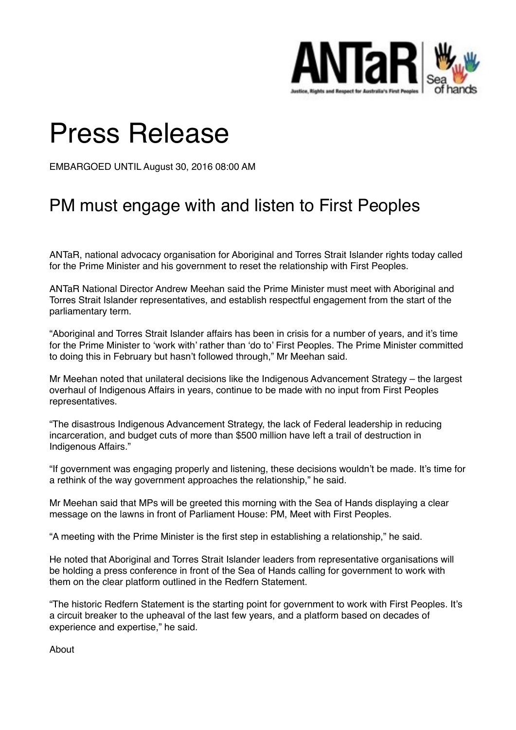# Press Release

EMBARGOED UNTIL August 30, 2016 08:00 AM

## PM must engage with and listen to First Peoples

ANTaR, national advocacy organisation for Aboriginal and Torres Strait Islander rights today called for the Prime Minister and his government to reset the relationship with First Peoples.

ANTaR National Director Andrew Meehan said the Prime Minister must meet with Aboriginal and Torres Strait Islander representatives, and establish respectful engagement from the start of the parliamentary term.

"Aboriginal and Torres Strait Islander affairs has been in crisis for a number of years, and it's time for the Prime Minister to 'work with' rather than 'do to' First Peoples. The Prime Minister committed to doing this in February but hasn't followed through," Mr Meehan said.

Mr Meehan noted that unilateral decisions like the Indigenous Advancement Strategy – the largest overhaul of Indigenous Affairs in years, continue to be made with no input from First Peoples representatives.

"The disastrous Indigenous Advancement Strategy, the lack of Federal leadership in reducing incarceration, and budget cuts of more than $500 million have left a trail of destruction in Indigenous Affairs."

"If government was engaging properly and listening, these decisions wouldn't be made. It's time for a rethink of the way government approaches the relationship," he said.

Mr Meehan said that MPs will be greeted this morning with the Sea of Hands displaying a clear message on the lawns in front of Parliament House: PM, Meet with First Peoples.

"A meeting with the Prime Minister is the first step in establishing a relationship," he said.

He noted that Aboriginal and Torres Strait Islander leaders from representative organisations will be holding a press conference in front of the Sea of Hands calling for government to work with them on the clear platform outlined in the Redfern Statement.

"The historic Redfern Statement is the starting point for government to work with First Peoples. It's a circuit breaker to the upheaval of the last few years, and a platform based on decades of experience and expertise," he said.

About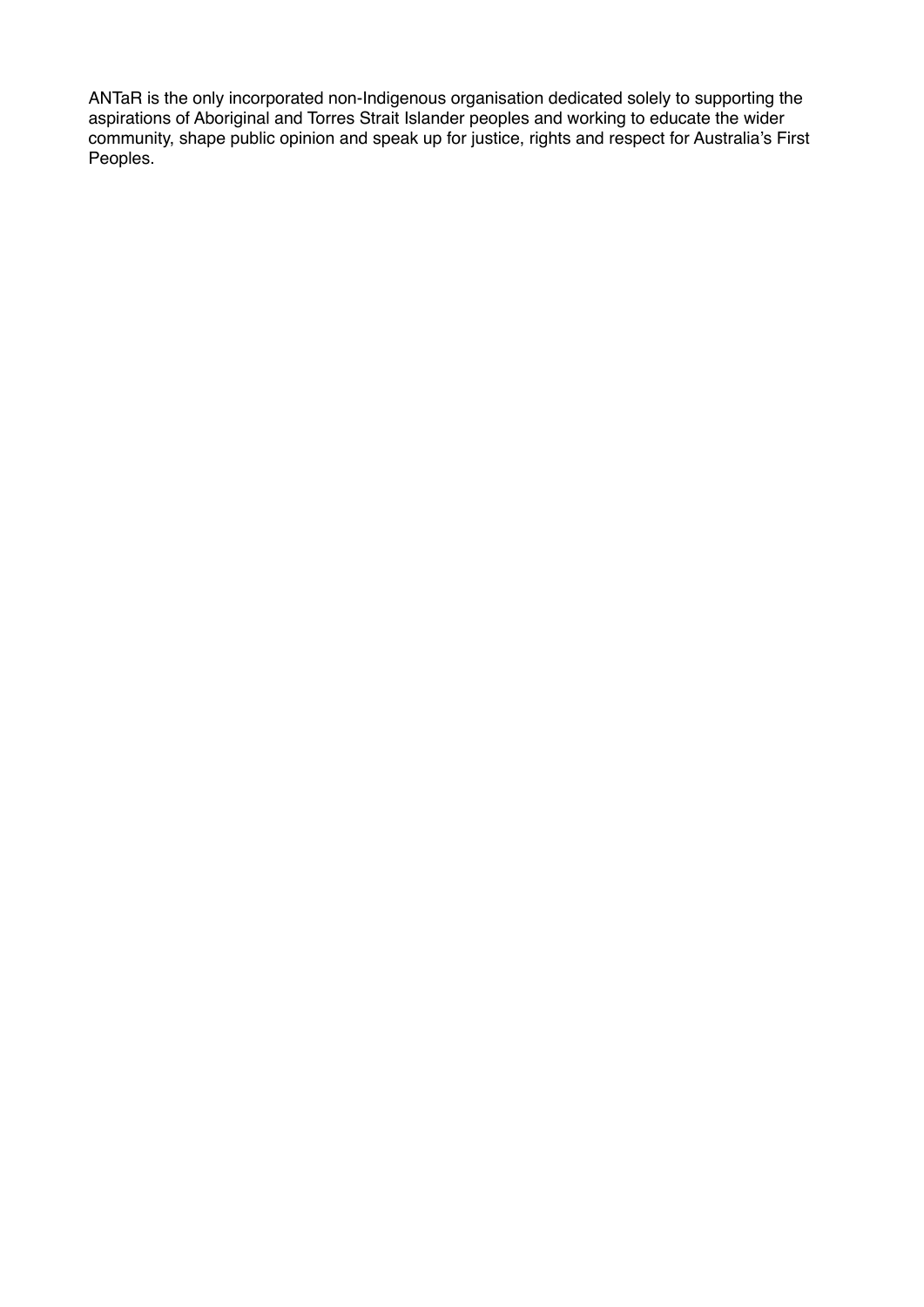ANTaR is the only incorporated non-Indigenous organisation dedicated solely to supporting the aspirations of Aboriginal and Torres Strait Islander peoples and working to educate the wider community, shape public opinion and speak up for justice, rights and respect for Australia's First Peoples.